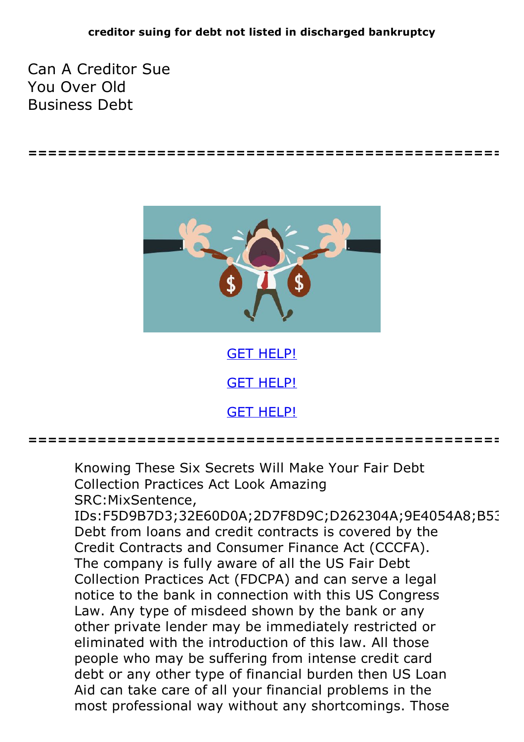**creditor suing for debt not listed in discharged bankruptcy**

# Can A Creditor Sue You Over Old Business Debt

================================================

GET HELP!

GET HELP!

GET HELP!

================================================

Knowing These Six Secrets Will Make Your Fair Debt Collection Practices Act Look Amazing SRC:MixSentence, IDs:F5D9B7D3;32E60D0A;2D7F8D9C;D262304A;9E4054A8;B53 Debt from loans and credit contracts is covered by the Credit Contracts and Consumer Finance Act (CCCFA). The company is fully aware of all the US Fair Debt Collection Practices Act (FDCPA) and can serve a legal notice to the bank in connection with this US Congress Law. Any type of misdeed shown by the bank or any other private lender may be immediately restricted or eliminated with the introduction of this law. All those people who may be suffering from intense credit card debt or any other type of financial burden then US Loan Aid can take care of all your financial problems in the most professional way without any shortcomings. Those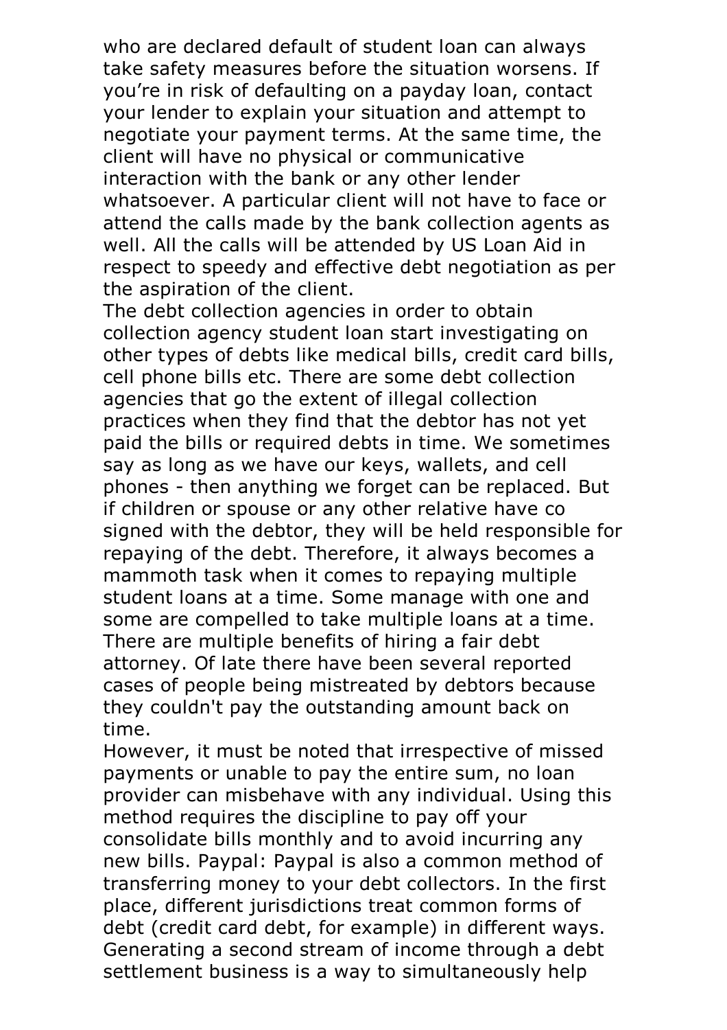who are declared default of student loan can always take safety measures before the situation worsens. If you're in risk of defaulting on a payday loan, contact your lender to explain your situation and attempt to negotiate your payment terms. At the same time, the client will have no physical or communicative interaction with the bank or any other lender whatsoever. A particular client will not have to face or attend the calls made by the bank collection agents as well. All the calls will be attended by US Loan Aid in respect to speedy and effective debt negotiation as per the aspiration of the client.

The debt collection agencies in order to obtain collection agency student loan start investigating on other types of debts like medical bills, credit card bills, cell phone bills etc. There are some debt collection agencies that go the extent of illegal collection practices when they find that the debtor has not yet paid the bills or required debts in time. We sometimes say as long as we have our keys, wallets, and cell phones - then anything we forget can be replaced. But if children or spouse or any other relative have co signed with the debtor, they will be held responsible for repaying of the debt. Therefore, it always becomes a mammoth task when it comes to repaying multiple student loans at a time. Some manage with one and some are compelled to take multiple loans at a time. There are multiple benefits of hiring a fair debt attorney. Of late there have been several reported cases of people being mistreated by debtors because they couldn't pay the outstanding amount back on time.

However, it must be noted that irrespective of missed payments or unable to pay the entire sum, no loan provider can misbehave with any individual. Using this method requires the discipline to pay off your consolidate bills monthly and to avoid incurring any new bills. Paypal: Paypal is also a common method of transferring money to your debt collectors. In the first place, different jurisdictions treat common forms of debt (credit card debt, for example) in different ways. Generating a second stream of income through a debt settlement business is a way to simultaneously help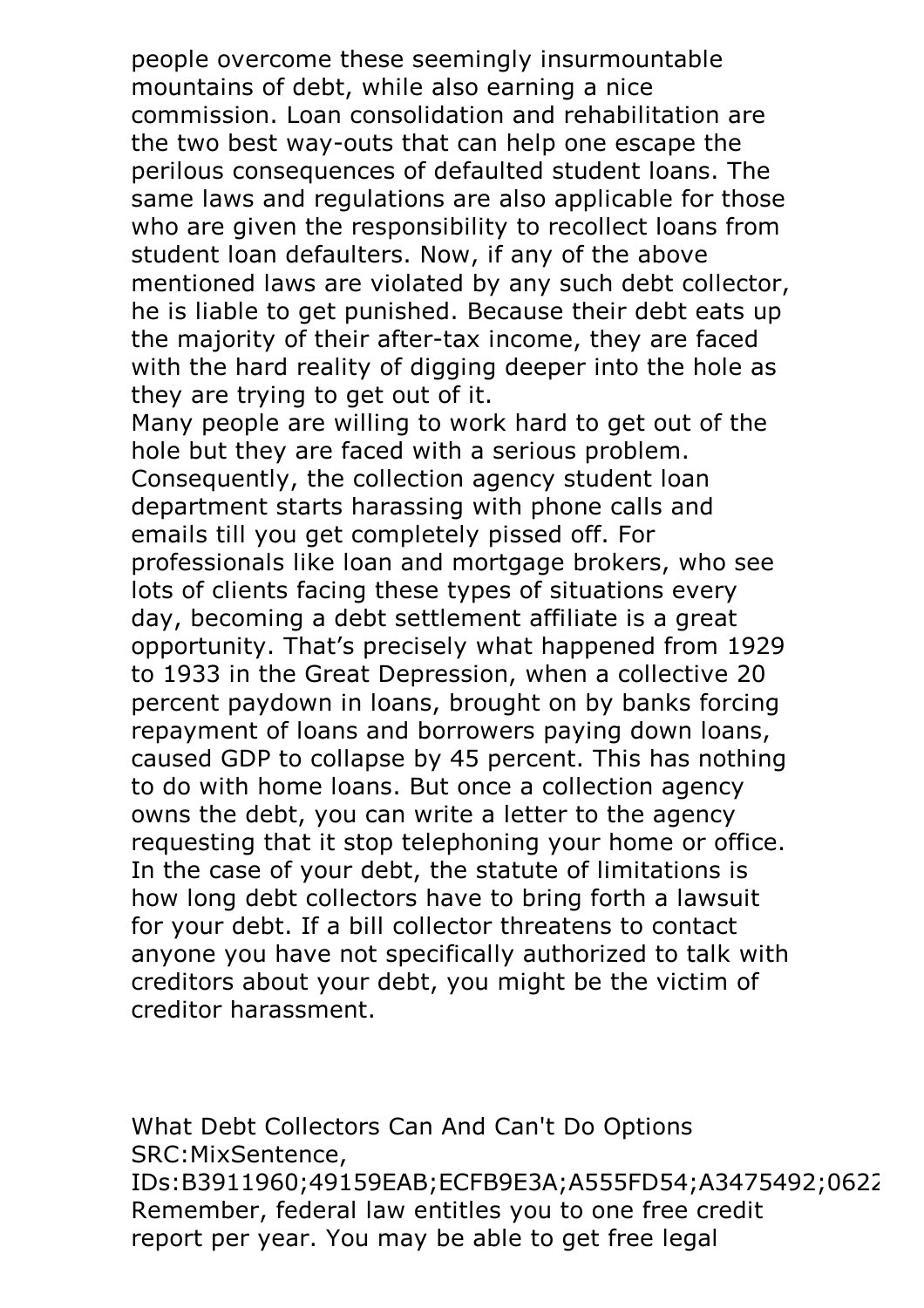people overcome these seemingly insurmountable mountains of debt, while also earning a nice commission. Loan consolidation and rehabilitation are the two best way-outs that can help one escape the perilous consequences of defaulted student loans. The same laws and regulations are also applicable for those who are given the responsibility to recollect loans from student loan defaulters. Now, if any of the above mentioned laws are violated by any such debt collector, he is liable to get punished. Because their debt eats up the majority of their after-tax income, they are faced with the hard reality of digging deeper into the hole as they are trying to get out of it.

Many people are willing to work hard to get out of the hole but they are faced with a serious problem. Consequently, the collection agency student loan department starts harassing with phone calls and emails till you get completely pissed off. For professionals like loan and mortgage brokers, who see lots of clients facing these types of situations every day, becoming a debt settlement affiliate is a great opportunity. That's precisely what happened from 1929 to 1933 in the Great Depression, when a collective 20 percent paydown in loans, brought on by banks forcing repayment of loans and borrowers paying down loans, caused GDP to collapse by 45 percent. This has nothing to do with home loans. But once a collection agency owns the debt, you can write a letter to the agency requesting that it stop telephoning your home or office. In the case of your debt, the statute of limitations is how long debt collectors have to bring forth a lawsuit for your debt. If a bill collector threatens to contact anyone you have not specifically authorized to talk with creditors about your debt, you might be the victim of creditor harassment.

What Debt Collectors Can And Can't Do Options
SRC:MixSentence,
IDs:B3911960;49159EAB;ECFB9E3A;A555FD54;A3475492;0622

Remember, federal law entitles you to one free credit report per year. You may be able to get free legal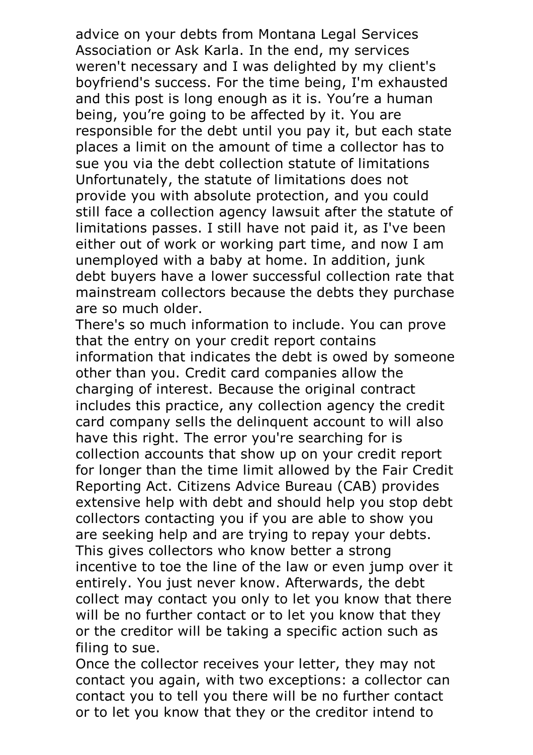advice on your debts from Montana Legal Services Association or Ask Karla. In the end, my services weren't necessary and I was delighted by my client's boyfriend's success. For the time being, I'm exhausted and this post is long enough as it is. You’re a human being, you’re going to be affected by it. You are responsible for the debt until you pay it, but each state places a limit on the amount of time a collector has to sue you via the debt collection statute of limitations Unfortunately, the statute of limitations does not provide you with absolute protection, and you could still face a collection agency lawsuit after the statute of limitations passes. I still have not paid it, as I've been either out of work or working part time, and now I am unemployed with a baby at home. In addition, junk debt buyers have a lower successful collection rate that mainstream collectors because the debts they purchase are so much older.

There's so much information to include. You can prove that the entry on your credit report contains information that indicates the debt is owed by someone other than you. Credit card companies allow the charging of interest. Because the original contract includes this practice, any collection agency the credit card company sells the delinquent account to will also have this right. The error you're searching for is collection accounts that show up on your credit report for longer than the time limit allowed by the Fair Credit Reporting Act. Citizens Advice Bureau (CAB) provides extensive help with debt and should help you stop debt collectors contacting you if you are able to show you are seeking help and are trying to repay your debts. This gives collectors who know better a strong incentive to toe the line of the law or even jump over it entirely. You just never know. Afterwards, the debt collect may contact you only to let you know that there will be no further contact or to let you know that they or the creditor will be taking a specific action such as filing to sue.

Once the collector receives your letter, they may not contact you again, with two exceptions: a collector can contact you to tell you there will be no further contact or to let you know that they or the creditor intend to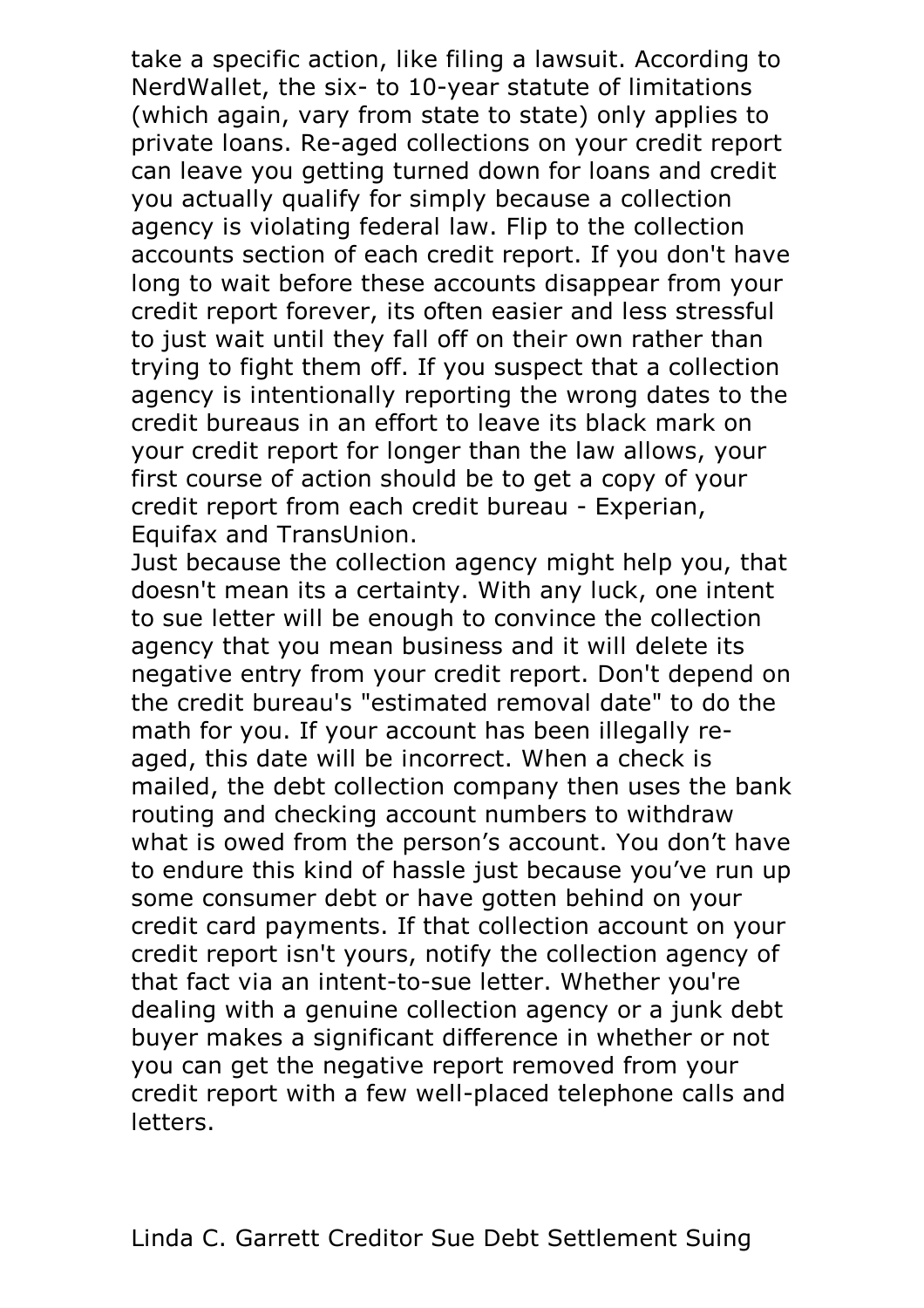take a specific action, like filing a lawsuit. According to NerdWallet, the six- to 10-year statute of limitations (which again, vary from state to state) only applies to private loans. Re-aged collections on your credit report can leave you getting turned down for loans and credit you actually qualify for simply because a collection agency is violating federal law. Flip to the collection accounts section of each credit report. If you don't have long to wait before these accounts disappear from your credit report forever, its often easier and less stressful to just wait until they fall off on their own rather than trying to fight them off. If you suspect that a collection agency is intentionally reporting the wrong dates to the credit bureaus in an effort to leave its black mark on your credit report for longer than the law allows, your first course of action should be to get a copy of your credit report from each credit bureau - Experian, Equifax and TransUnion.

Just because the collection agency might help you, that doesn't mean its a certainty. With any luck, one intent to sue letter will be enough to convince the collection agency that you mean business and it will delete its negative entry from your credit report. Don't depend on the credit bureau's "estimated removal date" to do the math for you. If your account has been illegally re-aged, this date will be incorrect. When a check is mailed, the debt collection company then uses the bank routing and checking account numbers to withdraw what is owed from the person's account. You don't have to endure this kind of hassle just because you've run up some consumer debt or have gotten behind on your credit card payments. If that collection account on your credit report isn't yours, notify the collection agency of that fact via an intent-to-sue letter. Whether you're dealing with a genuine collection agency or a junk debt buyer makes a significant difference in whether or not you can get the negative report removed from your credit report with a few well-placed telephone calls and letters.

Linda C. Garrett Creditor Sue Debt Settlement Suing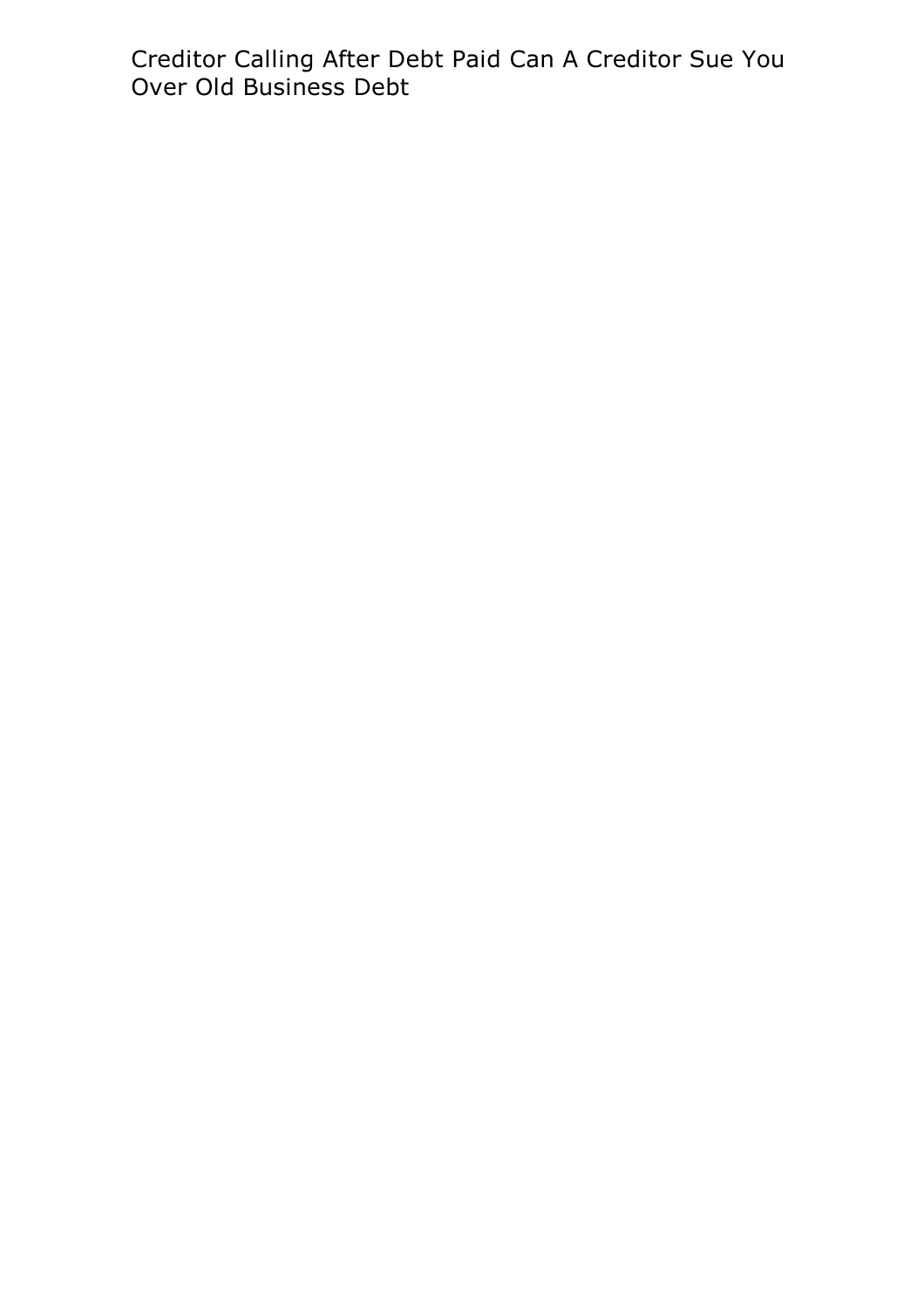Creditor Calling After Debt Paid Can A Creditor Sue You Over Old Business Debt